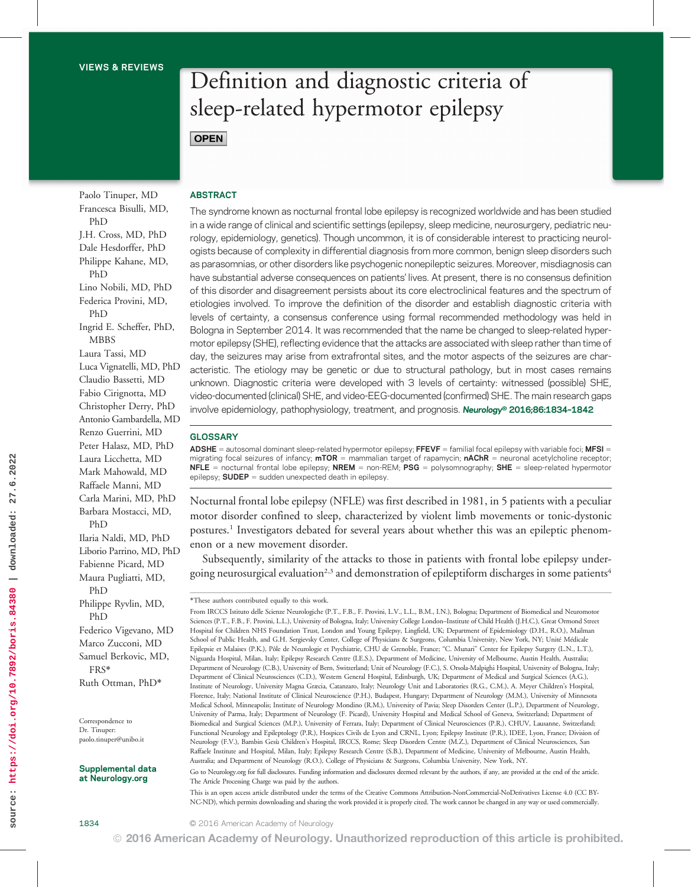VIEWS & REVIEWS

# Definition and diagnostic criteria of sleep-related hypermotor epilepsy

OPEN

Paolo Tinuper, MD
Francesca Bisulli, MD, PhD
J.H. Cross, MD, PhD
Dale Hesdorffer, PhD
Philippe Kahane, MD, PhD
Lino Nobili, MD, PhD
Federica Provini, MD, PhD
Ingrid E. Scheffer, PhD, MBBS
Laura Tassi, MD
Luca Vignatelli, MD, PhD
Claudio Bassetti, MD
Fabio Cirignotta, MD
Christopher Derry, PhD
Antonio Gambardella, MD
Renzo Guerrini, MD
Peter Halasz, MD, PhD
Laura Licchetta, MD
Mark Mahowald, MD
Raffaele Manni, MD
Carla Marini, MD, PhD
Barbara Mostacci, MD, PhD
Ilaria Naldi, MD, PhD
Liborio Parrino, MD, PhD
Fabienne Picard, MD
Maura Pugliatti, MD, PhD
Philippe Ryvlin, MD, PhD
Federico Vigevano, MD
Marco Zucconi, MD
Samuel Berkovic, MD, FRS*
Ruth Ottman, PhD*

Correspondence to Dr. Tinuper: paolo.tinuper@unibo.it

Supplemental data at Neurology.org

## ABSTRACT

The syndrome known as nocturnal frontal lobe epilepsy is recognized worldwide and has been studied in a wide range of clinical and scientific settings (epilepsy, sleep medicine, neurosurgery, pediatric neurology, epidemiology, genetics). Though uncommon, it is of considerable interest to practicing neurologists because of complexity in differential diagnosis from more common, benign sleep disorders such as parasomnias, or other disorders like psychogenic nonepileptic seizures. Moreover, misdiagnosis can have substantial adverse consequences on patients' lives. At present, there is no consensus definition of this disorder and disagreement persists about its core electroclinical features and the spectrum of etiologies involved. To improve the definition of the disorder and establish diagnostic criteria with levels of certainty, a consensus conference using formal recommended methodology was held in Bologna in September 2014. It was recommended that the name be changed to sleep-related hypermotor epilepsy (SHE), reflecting evidence that the attacks are associated with sleep rather than time of day, the seizures may arise from extrafrontal sites, and the motor aspects of the seizures are characteristic. The etiology may be genetic or due to structural pathology, but in most cases remains unknown. Diagnostic criteria were developed with 3 levels of certainty: witnessed (possible) SHE, video-documented (clinical) SHE, and video-EEG-documented (confirmed) SHE. The main research gaps involve epidemiology, pathophysiology, treatment, and prognosis. *Neurology®* 2016;86:1834–1842

## GLOSSARY

**ADSHE** = autosomal dominant sleep-related hypermotor epilepsy; **FFEVF** = familial focal epilepsy with variable foci; **MFSI** = migrating focal seizures of infancy; **mTOR** = mammalian target of rapamycin; **nAChR** = neuronal acetylcholine receptor; **NFLE** = nocturnal frontal lobe epilepsy; **NREM** = non-REM; **PSG** = polysomnography; **SHE** = sleep-related hypermotor epilepsy; **SUDEP** = sudden unexpected death in epilepsy.

Nocturnal frontal lobe epilepsy (NFLE) was first described in 1981, in 5 patients with a peculiar motor disorder confined to sleep, characterized by violent limb movements or tonic-dystonic postures.[1] Investigators debated for several years about whether this was an epileptic phenomenon or a new movement disorder.

Subsequently, similarity of the attacks to those in patients with frontal lobe epilepsy undergoing neurosurgical evaluation[2,3] and demonstration of epileptiform discharges in some patients[4]

*These authors contributed equally to this work.

From IRCCS Istituto delle Scienze Neurologiche (P.T., F.B., F. Provini, L.V., L.L., B.M., I.N.), Bologna; Department of Biomedical and Neuromotor Sciences (P.T., F.B., F. Provini, L.L.), University of Bologna, Italy; University College London–Institute of Child Health (J.H.C.), Great Ormond Street Hospital for Children NHS Foundation Trust, London and Young Epilepsy, Lingfield, UK; Department of Epidemiology (D.H., R.O.), Mailman School of Public Health, and G.H. Sergievsky Center, College of Physicians & Surgeons, Columbia University, New York, NY; Unité Médicale Epilepsie et Malaises (P.K.), Pôle de Neurologie et Psychiatrie, CHU de Grenoble, France; "C. Munari" Center for Epilepsy Surgery (L.N., L.T.), Niguarda Hospital, Milan, Italy; Epilepsy Research Centre (I.E.S.), Department of Medicine, University of Melbourne, Austin Health, Australia; Department of Neurology (C.B.), University of Bern, Switzerland; Unit of Neurology (F.C.), S. Orsola-Malpighi Hospital, University of Bologna, Italy; Department of Clinical Neurosciences (C.D.), Western General Hospital, Edinburgh, UK; Department of Medical and Surgical Sciences (A.G.), Institute of Neurology, University Magna Græcia, Catanzaro, Italy; Neurology Unit and Laboratories (R.G., C.M.), A. Meyer Children's Hospital, Florence, Italy; National Institute of Clinical Neuroscience (P.H.), Budapest, Hungary; Department of Neurology (M.M.), University of Minnesota Medical School, Minneapolis; Institute of Neurology Mondino (R.M.), University of Pavia; Sleep Disorders Center (L.P.), Department of Neurology, University of Parma, Italy; Department of Neurology (F. Picard), University Hospital and Medical School of Geneva, Switzerland; Department of Biomedical and Surgical Sciences (M.P.), University of Ferrara, Italy; Department of Clinical Neurosciences (P.R.), CHUV, Lausanne, Switzerland; Functional Neurology and Epileptology (P.R.), Hospices Civils de Lyon and CRNL, Lyon; Epilepsy Institute (P.R.), IDEE, Lyon, France; Division of Neurology (F.V.), Bambin Gesù Children's Hospital, IRCCS, Rome; Sleep Disorders Centre (M.Z.), Department of Clinical Neurosciences, San Raffaele Institute and Hospital, Milan, Italy; Epilepsy Research Centre (S.B.), Department of Medicine, University of Melbourne, Austin Health, Australia; and Department of Neurology (R.O.), College of Physicians & Surgeons, Columbia University, New York, NY.

Go to Neurology.org for full disclosures. Funding information and disclosures deemed relevant by the authors, if any, are provided at the end of the article.
The Article Processing Charge was paid by the authors.

This is an open access article distributed under the terms of the Creative Commons Attribution-NonCommercial-NoDerivatives License 4.0 (CC BY-NC-ND), which permits downloading and sharing the work provided it is properly cited. The work cannot be changed in any way or used commercially.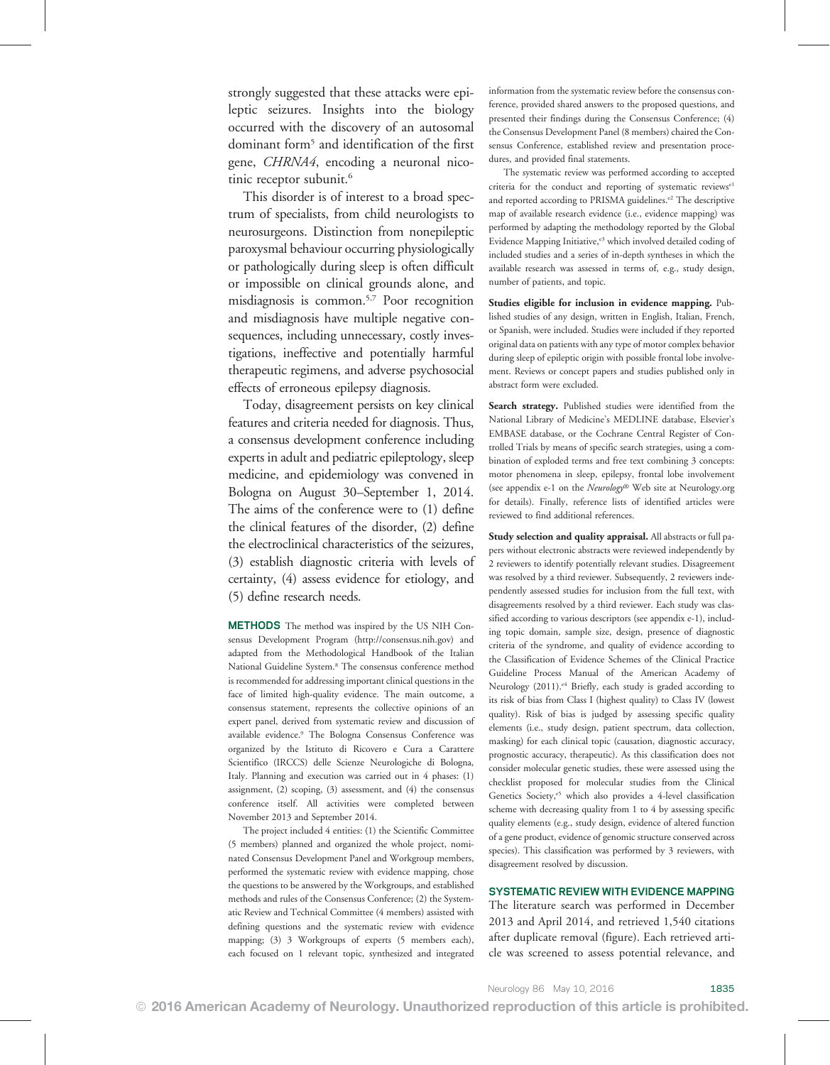strongly suggested that these attacks were epileptic seizures. Insights into the biology occurred with the discovery of an autosomal dominant form[5] and identification of the first gene, *CHRNA4*, encoding a neuronal nicotinic receptor subunit.[6]

This disorder is of interest to a broad spectrum of specialists, from child neurologists to neurosurgeons. Distinction from nonepileptic paroxysmal behaviour occurring physiologically or pathologically during sleep is often difficult or impossible on clinical grounds alone, and misdiagnosis is common.[5,7] Poor recognition and misdiagnosis have multiple negative consequences, including unnecessary, costly investigations, ineffective and potentially harmful therapeutic regimens, and adverse psychosocial effects of erroneous epilepsy diagnosis.

Today, disagreement persists on key clinical features and criteria needed for diagnosis. Thus, a consensus development conference including experts in adult and pediatric epileptology, sleep medicine, and epidemiology was convened in Bologna on August 30–September 1, 2014. The aims of the conference were to (1) define the clinical features of the disorder, (2) define the electroclinical characteristics of the seizures, (3) establish diagnostic criteria with levels of certainty, (4) assess evidence for etiology, and (5) define research needs.

## METHODS

The method was inspired by the US NIH Consensus Development Program (http://consensus.nih.gov) and adapted from the Methodological Handbook of the Italian National Guideline System.[8] The consensus conference method is recommended for addressing important clinical questions in the face of limited high-quality evidence. The main outcome, a consensus statement, represents the collective opinions of an expert panel, derived from systematic review and discussion of available evidence.[9] The Bologna Consensus Conference was organized by the Istituto di Ricovero e Cura a Carattere Scientifico (IRCCS) delle Scienze Neurologiche di Bologna, Italy. Planning and execution was carried out in 4 phases: (1) assignment, (2) scoping, (3) assessment, and (4) the consensus conference itself. All activities were completed between November 2013 and September 2014.

The project included 4 entities: (1) the Scientific Committee (5 members) planned and organized the whole project, nominated Consensus Development Panel and Workgroup members, performed the systematic review with evidence mapping, chose the questions to be answered by the Workgroups, and established methods and rules of the Consensus Conference; (2) the Systematic Review and Technical Committee (4 members) assisted with defining questions and the systematic review with evidence mapping; (3) 3 Workgroups of experts (5 members each), each focused on 1 relevant topic, synthesized and integrated information from the systematic review before the consensus conference, provided shared answers to the proposed questions, and presented their findings during the Consensus Conference; (4) the Consensus Development Panel (8 members) chaired the Consensus Conference, established review and presentation procedures, and provided final statements.

The systematic review was performed according to accepted criteria for the conduct and reporting of systematic reviews[e1] and reported according to PRISMA guidelines.[e2] The descriptive map of available research evidence (i.e., evidence mapping) was performed by adapting the methodology reported by the Global Evidence Mapping Initiative,[e3] which involved detailed coding of included studies and a series of in-depth syntheses in which the available research was assessed in terms of, e.g., study design, number of patients, and topic.

**Studies eligible for inclusion in evidence mapping.** Published studies of any design, written in English, Italian, French, or Spanish, were included. Studies were included if they reported original data on patients with any type of motor complex behavior during sleep of epileptic origin with possible frontal lobe involvement. Reviews or concept papers and studies published only in abstract form were excluded.

**Search strategy.** Published studies were identified from the National Library of Medicine's MEDLINE database, Elsevier's EMBASE database, or the Cochrane Central Register of Controlled Trials by means of specific search strategies, using a combination of exploded terms and free text combining 3 concepts: motor phenomena in sleep, epilepsy, frontal lobe involvement (see appendix e-1 on the *Neurology*® Web site at Neurology.org for details). Finally, reference lists of identified articles were reviewed to find additional references.

**Study selection and quality appraisal.** All abstracts or full papers without electronic abstracts were reviewed independently by 2 reviewers to identify potentially relevant studies. Disagreement was resolved by a third reviewer. Subsequently, 2 reviewers independently assessed studies for inclusion from the full text, with disagreements resolved by a third reviewer. Each study was classified according to various descriptors (see appendix e-1), including topic domain, sample size, design, presence of diagnostic criteria of the syndrome, and quality of evidence according to the Classification of Evidence Schemes of the Clinical Practice Guideline Process Manual of the American Academy of Neurology (2011).[e4] Briefly, each study is graded according to its risk of bias from Class I (highest quality) to Class IV (lowest quality). Risk of bias is judged by assessing specific quality elements (i.e., study design, patient spectrum, data collection, masking) for each clinical topic (causation, diagnostic accuracy, prognostic accuracy, therapeutic). As this classification does not consider molecular genetic studies, these were assessed using the checklist proposed for molecular studies from the Clinical Genetics Society,[e5] which also provides a 4-level classification scheme with decreasing quality from 1 to 4 by assessing specific quality elements (e.g., study design, evidence of altered function of a gene product, evidence of genomic structure conserved across species). This classification was performed by 3 reviewers, with disagreement resolved by discussion.

## SYSTEMATIC REVIEW WITH EVIDENCE MAPPING

The literature search was performed in December 2013 and April 2014, and retrieved 1,540 citations after duplicate removal (figure). Each retrieved article was screened to assess potential relevance, and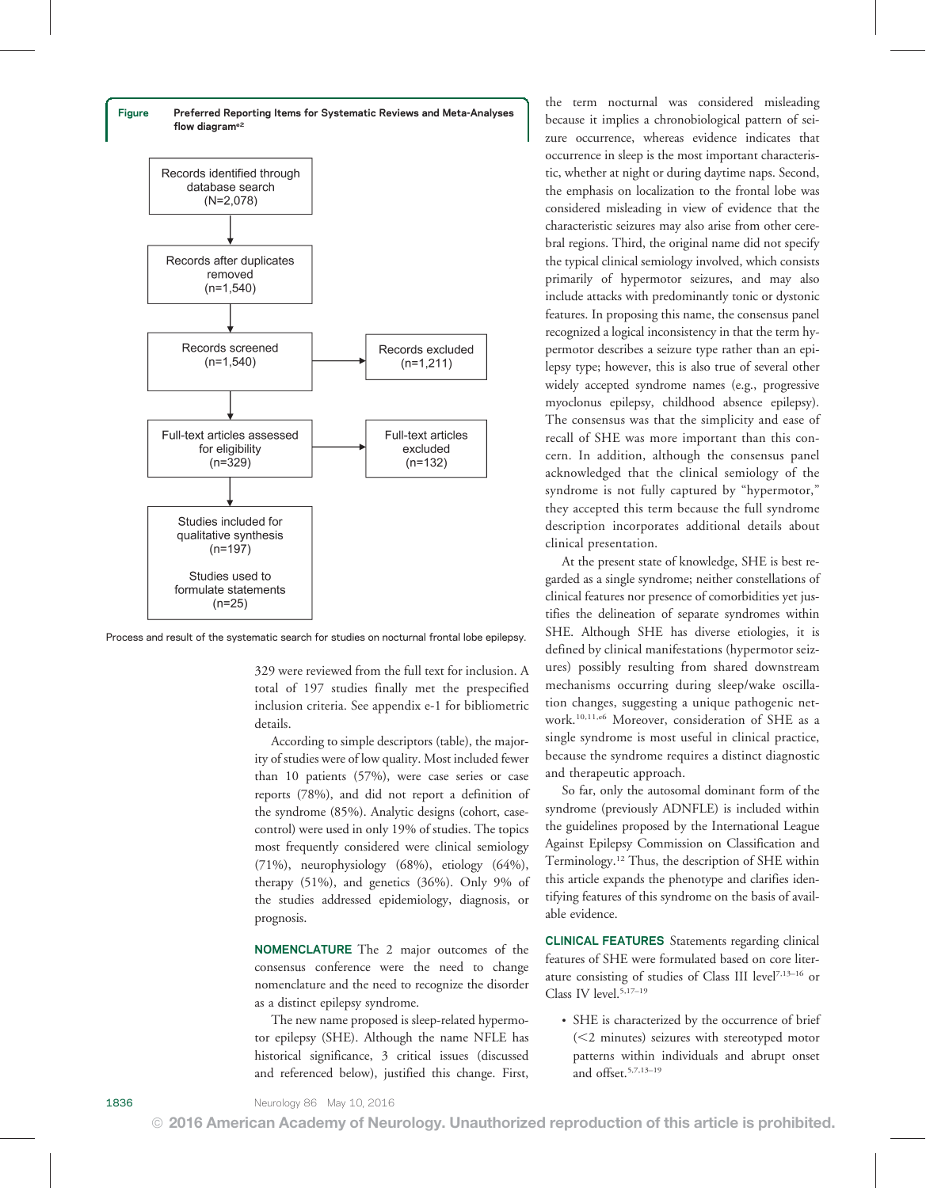**Figure** Preferred Reporting Items for Systematic Reviews and Meta-Analyses flow diagram[e2]

Records identified through database search (N=2,078)

Records after duplicates removed (n=1,540)

Records screened (n=1,540)

Records excluded (n=1,211)

Full-text articles assessed for eligibility (n=329)

Full-text articles excluded (n=132)

Studies included for qualitative synthesis (n=197)

Studies used to formulate statements (n=25)

Process and result of the systematic search for studies on nocturnal frontal lobe epilepsy.

329 were reviewed from the full text for inclusion. A total of 197 studies finally met the prespecified inclusion criteria. See appendix e-1 for bibliometric details.

According to simple descriptors (table), the majority of studies were of low quality. Most included fewer than 10 patients (57%), were case series or case reports (78%), and did not report a definition of the syndrome (85%). Analytic designs (cohort, case-control) were used in only 19% of studies. The topics most frequently considered were clinical semiology (71%), neurophysiology (68%), etiology (64%), therapy (51%), and genetics (36%). Only 9% of the studies addressed epidemiology, diagnosis, or prognosis.

**NOMENCLATURE** The 2 major outcomes of the consensus conference were the need to change nomenclature and the need to recognize the disorder as a distinct epilepsy syndrome.

The new name proposed is sleep-related hypermotor epilepsy (SHE). Although the name NFLE has historical significance, 3 critical issues (discussed and referenced below), justified this change. First, the term nocturnal was considered misleading because it implies a chronobiological pattern of seizure occurrence, whereas evidence indicates that occurrence in sleep is the most important characteristic, whether at night or during daytime naps. Second, the emphasis on localization to the frontal lobe was considered misleading in view of evidence that the characteristic seizures may also arise from other cerebral regions. Third, the original name did not specify the typical clinical semiology involved, which consists primarily of hypermotor seizures, and may also include attacks with predominantly tonic or dystonic features. In proposing this name, the consensus panel recognized a logical inconsistency in that the term hypermotor describes a seizure type rather than an epilepsy type; however, this is also true of several other widely accepted syndrome names (e.g., progressive myoclonus epilepsy, childhood absence epilepsy). The consensus was that the simplicity and ease of recall of SHE was more important than this concern. In addition, although the consensus panel acknowledged that the clinical semiology of the syndrome is not fully captured by "hypermotor," they accepted this term because the full syndrome description incorporates additional details about clinical presentation.

At the present state of knowledge, SHE is best regarded as a single syndrome; neither constellations of clinical features nor presence of comorbidities yet justifies the delineation of separate syndromes within SHE. Although SHE has diverse etiologies, it is defined by clinical manifestations (hypermotor seizures) possibly resulting from shared downstream mechanisms occurring during sleep/wake oscillation changes, suggesting a unique pathogenic network.[10,11,e6] Moreover, consideration of SHE as a single syndrome is most useful in clinical practice, because the syndrome requires a distinct diagnostic and therapeutic approach.

So far, only the autosomal dominant form of the syndrome (previously ADNFLE) is included within the guidelines proposed by the International League Against Epilepsy Commission on Classification and Terminology.[12] Thus, the description of SHE within this article expands the phenotype and clarifies identifying features of this syndrome on the basis of available evidence.

**CLINICAL FEATURES** Statements regarding clinical features of SHE were formulated based on core literature consisting of studies of Class III level[7,13–16] or Class IV level.[5,17–19]

- SHE is characterized by the occurrence of brief (<2 minutes) seizures with stereotyped motor patterns within individuals and abrupt onset and offset.[5,7,13–19]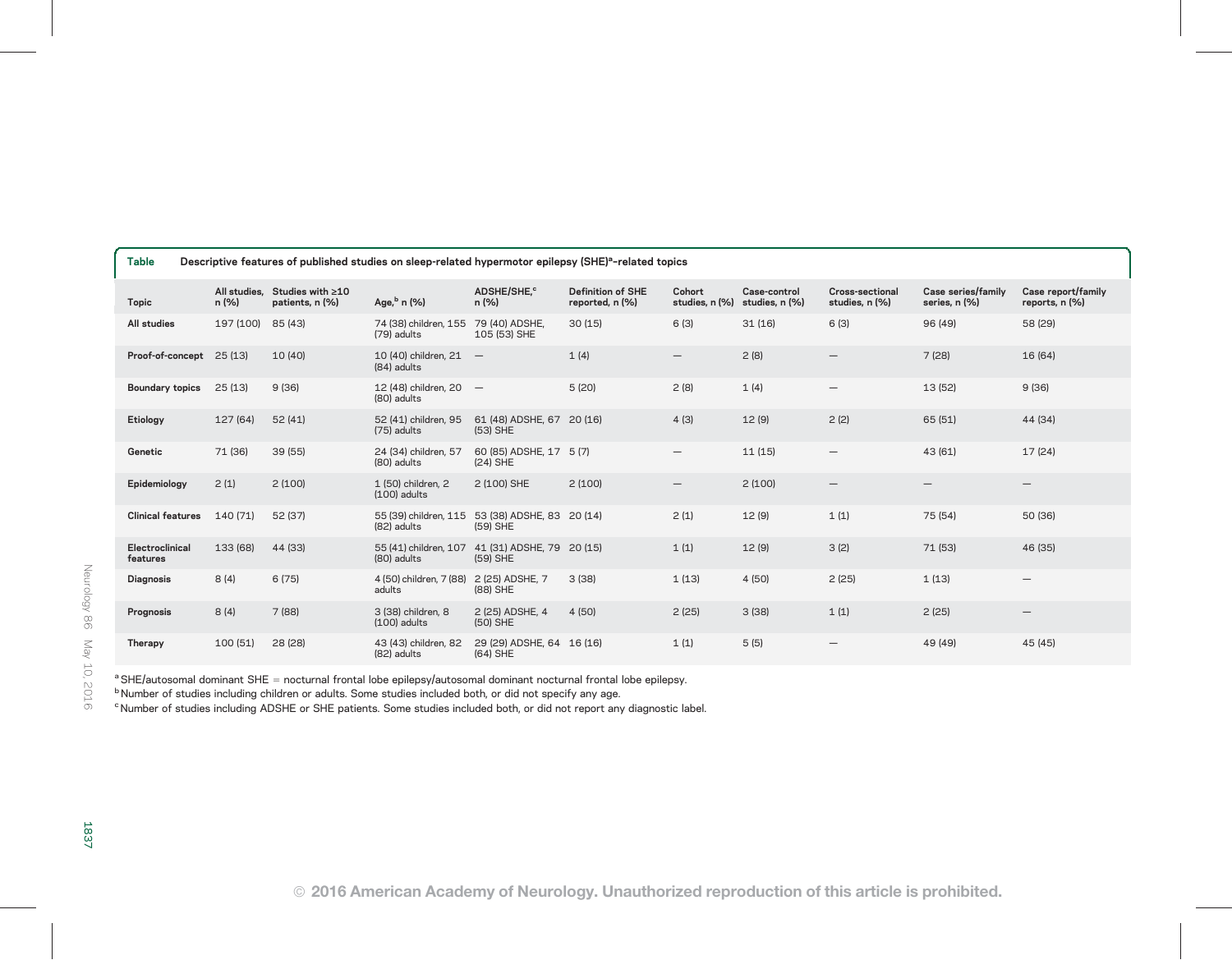**Table** Descriptive features of published studies on sleep-related hypermotor epilepsy (SHE)[a]–related topics

| Topic | All studies, n (%) | Studies with ≥10 patients, n (%) | Age,[b] n (%) | ADSHE/SHE,[c] n (%) | Definition of SHE reported, n (%) | Cohort studies, n (%) | Case-control studies, n (%) | Cross-sectional studies, n (%) | Case series/family series, n (%) | Case report/family reports, n (%) |
|---|---|---|---|---|---|---|---|---|---|---|
| All studies | 197 (100) | 85 (43) | 74 (38) children, 155 (79) adults | 79 (40) ADSHE, 105 (53) SHE | 30 (15) | 6 (3) | 31 (16) | 6 (3) | 96 (49) | 58 (29) |
| Proof-of-concept | 25 (13) | 10 (40) | 10 (40) children, 21 (84) adults | — | 1 (4) | — | 2 (8) | — | 7 (28) | 16 (64) |
| Boundary topics | 25 (13) | 9 (36) | 12 (48) children, 20 (80) adults | — | 5 (20) | 2 (8) | 1 (4) | — | 13 (52) | 9 (36) |
| Etiology | 127 (64) | 52 (41) | 52 (41) children, 95 (75) adults | 61 (48) ADSHE, 67 (53) SHE | 20 (16) | 4 (3) | 12 (9) | 2 (2) | 65 (51) | 44 (34) |
| Genetic | 71 (36) | 39 (55) | 24 (34) children, 57 (80) adults | 60 (85) ADSHE, 17 (24) SHE | 5 (7) | — | 11 (15) | — | 43 (61) | 17 (24) |
| Epidemiology | 2 (1) | 2 (100) | 1 (50) children, 2 (100) adults | 2 (100) SHE | 2 (100) | — | 2 (100) | — | — | — |
| Clinical features | 140 (71) | 52 (37) | 55 (39) children, 115 (82) adults | 53 (38) ADSHE, 83 (59) SHE | 20 (14) | 2 (1) | 12 (9) | 1 (1) | 75 (54) | 50 (36) |
| Electroclinical features | 133 (68) | 44 (33) | 55 (41) children, 107 (80) adults | 41 (31) ADSHE, 79 (59) SHE | 20 (15) | 1 (1) | 12 (9) | 3 (2) | 71 (53) | 46 (35) |
| Diagnosis | 8 (4) | 6 (75) | 4 (50) children, 7 (88) adults | 2 (25) ADSHE, 7 (88) SHE | 3 (38) | 1 (13) | 4 (50) | 2 (25) | 1 (13) | — |
| Prognosis | 8 (4) | 7 (88) | 3 (38) children, 8 (100) adults | 2 (25) ADSHE, 4 (50) SHE | 4 (50) | 2 (25) | 3 (38) | 1 (1) | 2 (25) | — |
| Therapy | 100 (51) | 28 (28) | 43 (43) children, 82 (82) adults | 29 (29) ADSHE, 64 (64) SHE | 16 (16) | 1 (1) | 5 (5) | — | 49 (49) | 45 (45) |

[a] SHE/autosomal dominant SHE = nocturnal frontal lobe epilepsy/autosomal dominant nocturnal frontal lobe epilepsy.
[b] Number of studies including children or adults. Some studies included both, or did not specify any age.
[c] Number of studies including ADSHE or SHE patients. Some studies included both, or did not report any diagnostic label.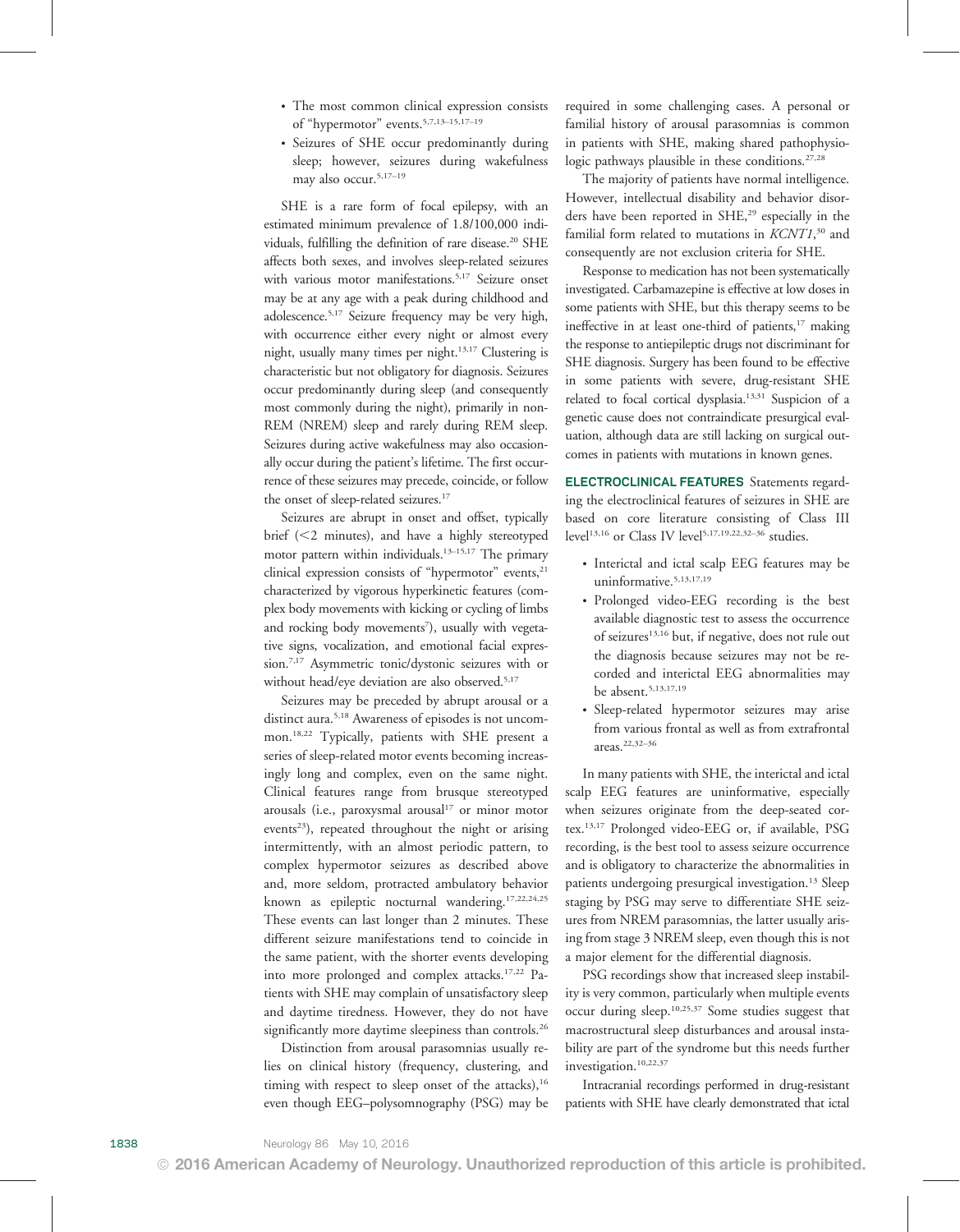- The most common clinical expression consists of "hypermotor" events.[5,7,13–15,17–19]
- Seizures of SHE occur predominantly during sleep; however, seizures during wakefulness may also occur.[5,17–19]

SHE is a rare form of focal epilepsy, with an estimated minimum prevalence of 1.8/100,000 individuals, fulfilling the definition of rare disease.[20] SHE affects both sexes, and involves sleep-related seizures with various motor manifestations.[5,17] Seizure onset may be at any age with a peak during childhood and adolescence.[5,17] Seizure frequency may be very high, with occurrence either every night or almost every night, usually many times per night.[13,17] Clustering is characteristic but not obligatory for diagnosis. Seizures occur predominantly during sleep (and consequently most commonly during the night), primarily in non-REM (NREM) sleep and rarely during REM sleep. Seizures during active wakefulness may also occasionally occur during the patient's lifetime. The first occurrence of these seizures may precede, coincide, or follow the onset of sleep-related seizures.[17]

Seizures are abrupt in onset and offset, typically brief (<2 minutes), and have a highly stereotyped motor pattern within individuals.[13–15,17] The primary clinical expression consists of "hypermotor" events,[21] characterized by vigorous hyperkinetic features (complex body movements with kicking or cycling of limbs and rocking body movements[7]), usually with vegetative signs, vocalization, and emotional facial expression.[7,17] Asymmetric tonic/dystonic seizures with or without head/eye deviation are also observed.[5,17]

Seizures may be preceded by abrupt arousal or a distinct aura.[5,18] Awareness of episodes is not uncommon.[18,22] Typically, patients with SHE present a series of sleep-related motor events becoming increasingly long and complex, even on the same night. Clinical features range from brusque stereotyped arousals (i.e., paroxysmal arousal[17] or minor motor events[23]), repeated throughout the night or arising intermittently, with an almost periodic pattern, to complex hypermotor seizures as described above and, more seldom, protracted ambulatory behavior known as epileptic nocturnal wandering.[17,22,24,25] These events can last longer than 2 minutes. These different seizure manifestations tend to coincide in the same patient, with the shorter events developing into more prolonged and complex attacks.[17,22] Patients with SHE may complain of unsatisfactory sleep and daytime tiredness. However, they do not have significantly more daytime sleepiness than controls.[26]

Distinction from arousal parasomnias usually relies on clinical history (frequency, clustering, and timing with respect to sleep onset of the attacks),[16] even though EEG–polysomnography (PSG) may be required in some challenging cases. A personal or familial history of arousal parasomnias is common in patients with SHE, making shared pathophysiologic pathways plausible in these conditions.[27,28]

The majority of patients have normal intelligence. However, intellectual disability and behavior disorders have been reported in SHE,[29] especially in the familial form related to mutations in *KCNT1*,[30] and consequently are not exclusion criteria for SHE.

Response to medication has not been systematically investigated. Carbamazepine is effective at low doses in some patients with SHE, but this therapy seems to be ineffective in at least one-third of patients,[17] making the response to antiepileptic drugs not discriminant for SHE diagnosis. Surgery has been found to be effective in some patients with severe, drug-resistant SHE related to focal cortical dysplasia.[13,31] Suspicion of a genetic cause does not contraindicate presurgical evaluation, although data are still lacking on surgical outcomes in patients with mutations in known genes.

**ELECTROCLINICAL FEATURES** Statements regarding the electroclinical features of seizures in SHE are based on core literature consisting of Class III level[13,16] or Class IV level[5,17,19,22,32–36] studies.

- Interictal and ictal scalp EEG features may be uninformative.[5,13,17,19]
- Prolonged video-EEG recording is the best available diagnostic test to assess the occurrence of seizures[13,16] but, if negative, does not rule out the diagnosis because seizures may not be recorded and interictal EEG abnormalities may be absent.[5,13,17,19]
- Sleep-related hypermotor seizures may arise from various frontal as well as from extrafrontal areas.[22,32–36]

In many patients with SHE, the interictal and ictal scalp EEG features are uninformative, especially when seizures originate from the deep-seated cortex.[13,17] Prolonged video-EEG or, if available, PSG recording, is the best tool to assess seizure occurrence and is obligatory to characterize the abnormalities in patients undergoing presurgical investigation.[13] Sleep staging by PSG may serve to differentiate SHE seizures from NREM parasomnias, the latter usually arising from stage 3 NREM sleep, even though this is not a major element for the differential diagnosis.

PSG recordings show that increased sleep instability is very common, particularly when multiple events occur during sleep.[10,25,37] Some studies suggest that macrostructural sleep disturbances and arousal instability are part of the syndrome but this needs further investigation.[10,22,37]

Intracranial recordings performed in drug-resistant patients with SHE have clearly demonstrated that ictal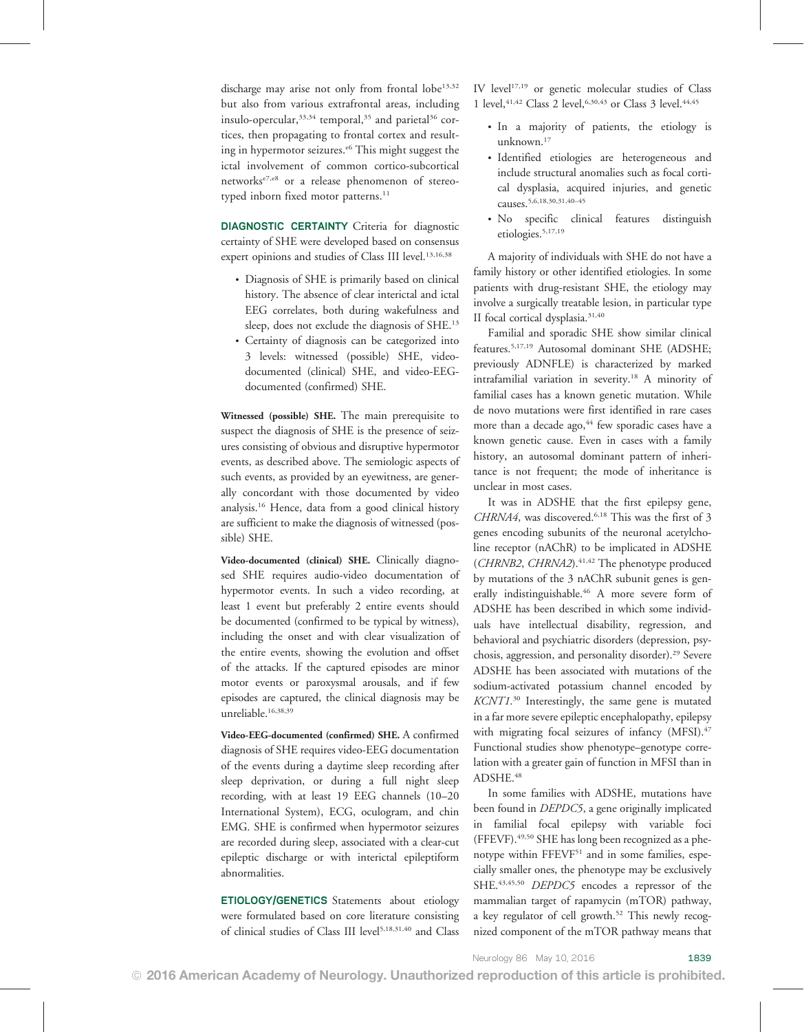discharge may arise not only from frontal lobe[13,32] but also from various extrafrontal areas, including insulo-opercular,[33,34] temporal,[35] and parietal[36] cortices, then propagating to frontal cortex and resulting in hypermotor seizures.[e6] This might suggest the ictal involvement of common cortico-subcortical networks[e7,e8] or a release phenomenon of stereotyped inborn fixed motor patterns.[11]

**DIAGNOSTIC CERTAINTY** Criteria for diagnostic certainty of SHE were developed based on consensus expert opinions and studies of Class III level.[13,16,38]

- Diagnosis of SHE is primarily based on clinical history. The absence of clear interictal and ictal EEG correlates, both during wakefulness and sleep, does not exclude the diagnosis of SHE.[13]
- Certainty of diagnosis can be categorized into 3 levels: witnessed (possible) SHE, video-documented (clinical) SHE, and video-EEG-documented (confirmed) SHE.

**Witnessed (possible) SHE.** The main prerequisite to suspect the diagnosis of SHE is the presence of seizures consisting of obvious and disruptive hypermotor events, as described above. The semiologic aspects of such events, as provided by an eyewitness, are generally concordant with those documented by video analysis.[16] Hence, data from a good clinical history are sufficient to make the diagnosis of witnessed (possible) SHE.

**Video-documented (clinical) SHE.** Clinically diagnosed SHE requires audio-video documentation of hypermotor events. In such a video recording, at least 1 event but preferably 2 entire events should be documented (confirmed to be typical by witness), including the onset and with clear visualization of the entire events, showing the evolution and offset of the attacks. If the captured episodes are minor motor events or paroxysmal arousals, and if few episodes are captured, the clinical diagnosis may be unreliable.[16,38,39]

**Video-EEG-documented (confirmed) SHE.** A confirmed diagnosis of SHE requires video-EEG documentation of the events during a daytime sleep recording after sleep deprivation, or during a full night sleep recording, with at least 19 EEG channels (10–20 International System), ECG, oculogram, and chin EMG. SHE is confirmed when hypermotor seizures are recorded during sleep, associated with a clear-cut epileptic discharge or with interictal epileptiform abnormalities.

**ETIOLOGY/GENETICS** Statements about etiology were formulated based on core literature consisting of clinical studies of Class III level[5,18,31,40] and Class IV level[17,19] or genetic molecular studies of Class 1 level,[41,42] Class 2 level,[6,30,43] or Class 3 level.[44,45]

- In a majority of patients, the etiology is unknown.[17]
- Identified etiologies are heterogeneous and include structural anomalies such as focal cortical dysplasia, acquired injuries, and genetic causes.[5,6,18,30,31,40–45]
- No specific clinical features distinguish etiologies.[5,17,19]

A majority of individuals with SHE do not have a family history or other identified etiologies. In some patients with drug-resistant SHE, the etiology may involve a surgically treatable lesion, in particular type II focal cortical dysplasia.[31,40]

Familial and sporadic SHE show similar clinical features.[5,17,19] Autosomal dominant SHE (ADSHE; previously ADNFLE) is characterized by marked intrafamilial variation in severity.[18] A minority of familial cases has a known genetic mutation. While de novo mutations were first identified in rare cases more than a decade ago,[44] few sporadic cases have a known genetic cause. Even in cases with a family history, an autosomal dominant pattern of inheritance is not frequent; the mode of inheritance is unclear in most cases.

It was in ADSHE that the first epilepsy gene, *CHRNA4*, was discovered.[6,18] This was the first of 3 genes encoding subunits of the neuronal acetylcholine receptor (nAChR) to be implicated in ADSHE (*CHRNB2*, *CHRNA2*).[41,42] The phenotype produced by mutations of the 3 nAChR subunit genes is generally indistinguishable.[46] A more severe form of ADSHE has been described in which some individuals have intellectual disability, regression, and behavioral and psychiatric disorders (depression, psychosis, aggression, and personality disorder).[29] Severe ADSHE has been associated with mutations of the sodium-activated potassium channel encoded by *KCNT1*.[30] Interestingly, the same gene is mutated in a far more severe epileptic encephalopathy, epilepsy with migrating focal seizures of infancy (MFSI).[47] Functional studies show phenotype–genotype correlation with a greater gain of function in MFSI than in ADSHE.[48]

In some families with ADSHE, mutations have been found in *DEPDC5*, a gene originally implicated in familial focal epilepsy with variable foci (FFEVF).[49,50] SHE has long been recognized as a phenotype within FFEVF[51] and in some families, especially smaller ones, the phenotype may be exclusively SHE.[43,45,50] *DEPDC5* encodes a repressor of the mammalian target of rapamycin (mTOR) pathway, a key regulator of cell growth.[52] This newly recognized component of the mTOR pathway means that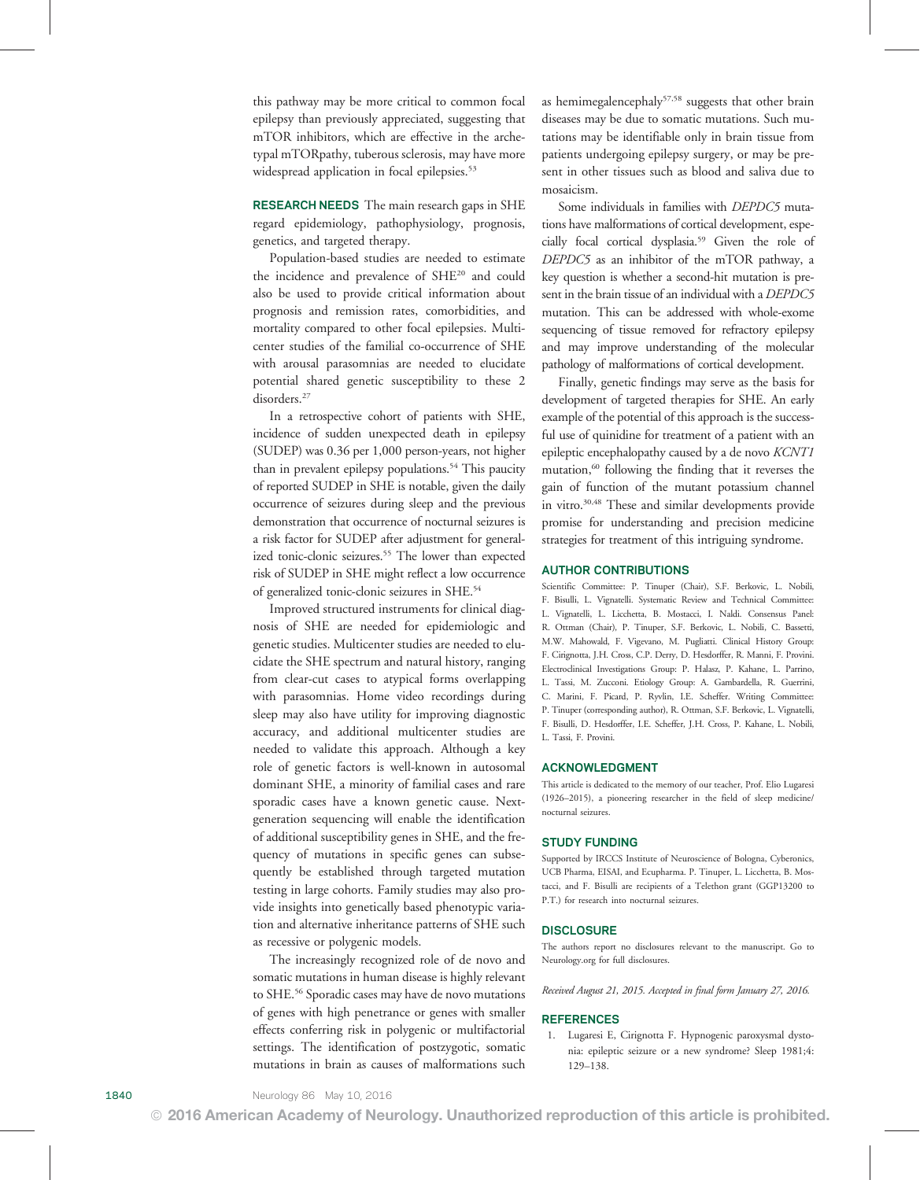this pathway may be more critical to common focal epilepsy than previously appreciated, suggesting that mTOR inhibitors, which are effective in the archetypal mTORpathy, tuberous sclerosis, may have more widespread application in focal epilepsies.[53]

**RESEARCH NEEDS** The main research gaps in SHE regard epidemiology, pathophysiology, prognosis, genetics, and targeted therapy.

Population-based studies are needed to estimate the incidence and prevalence of SHE[20] and could also be used to provide critical information about prognosis and remission rates, comorbidities, and mortality compared to other focal epilepsies. Multicenter studies of the familial co-occurrence of SHE with arousal parasomnias are needed to elucidate potential shared genetic susceptibility to these 2 disorders.[27]

In a retrospective cohort of patients with SHE, incidence of sudden unexpected death in epilepsy (SUDEP) was 0.36 per 1,000 person-years, not higher than in prevalent epilepsy populations.[54] This paucity of reported SUDEP in SHE is notable, given the daily occurrence of seizures during sleep and the previous demonstration that occurrence of nocturnal seizures is a risk factor for SUDEP after adjustment for generalized tonic-clonic seizures.[55] The lower than expected risk of SUDEP in SHE might reflect a low occurrence of generalized tonic-clonic seizures in SHE.[54]

Improved structured instruments for clinical diagnosis of SHE are needed for epidemiologic and genetic studies. Multicenter studies are needed to elucidate the SHE spectrum and natural history, ranging from clear-cut cases to atypical forms overlapping with parasomnias. Home video recordings during sleep may also have utility for improving diagnostic accuracy, and additional multicenter studies are needed to validate this approach. Although a key role of genetic factors is well-known in autosomal dominant SHE, a minority of familial cases and rare sporadic cases have a known genetic cause. Next-generation sequencing will enable the identification of additional susceptibility genes in SHE, and the frequency of mutations in specific genes can subsequently be established through targeted mutation testing in large cohorts. Family studies may also provide insights into genetically based phenotypic variation and alternative inheritance patterns of SHE such as recessive or polygenic models.

The increasingly recognized role of de novo and somatic mutations in human disease is highly relevant to SHE.[56] Sporadic cases may have de novo mutations of genes with high penetrance or genes with smaller effects conferring risk in polygenic or multifactorial settings. The identification of postzygotic, somatic mutations in brain as causes of malformations such as hemimegalencephaly[57,58] suggests that other brain diseases may be due to somatic mutations. Such mutations may be identifiable only in brain tissue from patients undergoing epilepsy surgery, or may be present in other tissues such as blood and saliva due to mosaicism.

Some individuals in families with *DEPDC5* mutations have malformations of cortical development, especially focal cortical dysplasia.[59] Given the role of *DEPDC5* as an inhibitor of the mTOR pathway, a key question is whether a second-hit mutation is present in the brain tissue of an individual with a *DEPDC5* mutation. This can be addressed with whole-exome sequencing of tissue removed for refractory epilepsy and may improve understanding of the molecular pathology of malformations of cortical development.

Finally, genetic findings may serve as the basis for development of targeted therapies for SHE. An early example of the potential of this approach is the successful use of quinidine for treatment of a patient with an epileptic encephalopathy caused by a de novo *KCNT1* mutation,[60] following the finding that it reverses the gain of function of the mutant potassium channel in vitro.[30,48] These and similar developments provide promise for understanding and precision medicine strategies for treatment of this intriguing syndrome.

## AUTHOR CONTRIBUTIONS

Scientific Committee: P. Tinuper (Chair), S.F. Berkovic, L. Nobili, F. Bisulli, L. Vignatelli. Systematic Review and Technical Committee: L. Vignatelli, L. Licchetta, B. Mostacci, I. Naldi. Consensus Panel: R. Ottman (Chair), P. Tinuper, S.F. Berkovic, L. Nobili, C. Bassetti, M.W. Mahowald, F. Vigevano, M. Pugliatti. Clinical History Group: F. Cirignotta, J.H. Cross, C.P. Derry, D. Hesdorffer, R. Manni, F. Provini. Electroclinical Investigations Group: P. Halasz, P. Kahane, L. Parrino, L. Tassi, M. Zucconi. Etiology Group: A. Gambardella, R. Guerrini, C. Marini, F. Picard, P. Ryvlin, I.E. Scheffer. Writing Committee: P. Tinuper (corresponding author), R. Ottman, S.F. Berkovic, L. Vignatelli, F. Bisulli, D. Hesdorffer, I.E. Scheffer, J.H. Cross, P. Kahane, L. Nobili, L. Tassi, F. Provini.

## ACKNOWLEDGMENT

This article is dedicated to the memory of our teacher, Prof. Elio Lugaresi (1926–2015), a pioneering researcher in the field of sleep medicine/nocturnal seizures.

## STUDY FUNDING

Supported by IRCCS Institute of Neuroscience of Bologna, Cyberonics, UCB Pharma, EISAI, and Ecupharma. P. Tinuper, L. Licchetta, B. Mostacci, and F. Bisulli are recipients of a Telethon grant (GGP13200 to P.T.) for research into nocturnal seizures.

## DISCLOSURE

The authors report no disclosures relevant to the manuscript. Go to Neurology.org for full disclosures.

*Received August 21, 2015. Accepted in final form January 27, 2016.*

## REFERENCES

1. Lugaresi E, Cirignotta F. Hypnogenic paroxysmal dystonia: epileptic seizure or a new syndrome? Sleep 1981;4: 129–138.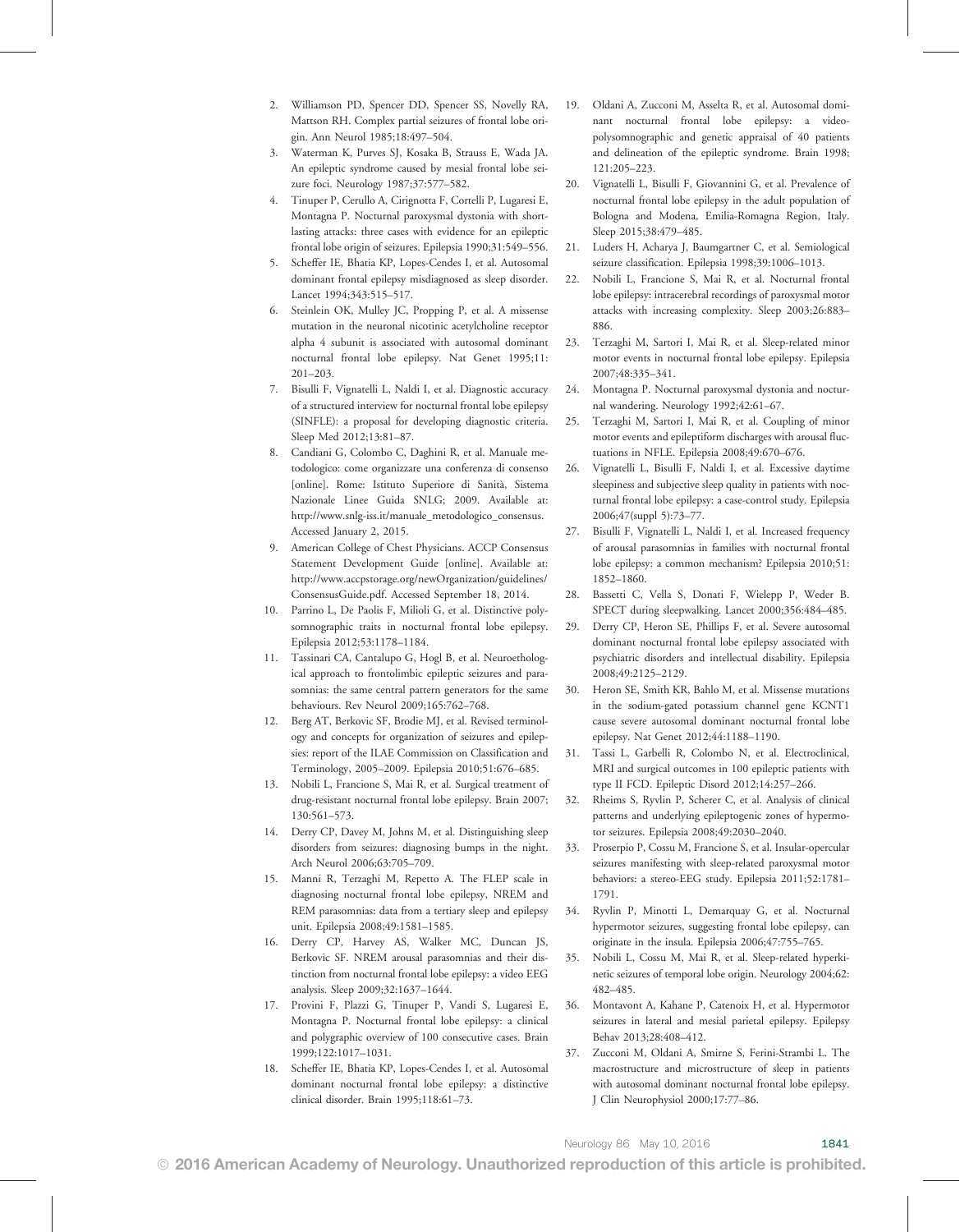2. Williamson PD, Spencer DD, Spencer SS, Novelly RA, Mattson RH. Complex partial seizures of frontal lobe origin. Ann Neurol 1985;18:497–504.
3. Waterman K, Purves SJ, Kosaka B, Strauss E, Wada JA. An epileptic syndrome caused by mesial frontal lobe seizure foci. Neurology 1987;37:577–582.
4. Tinuper P, Cerullo A, Cirignotta F, Cortelli P, Lugaresi E, Montagna P. Nocturnal paroxysmal dystonia with short-lasting attacks: three cases with evidence for an epileptic frontal lobe origin of seizures. Epilepsia 1990;31:549–556.
5. Scheffer IE, Bhatia KP, Lopes-Cendes I, et al. Autosomal dominant frontal epilepsy misdiagnosed as sleep disorder. Lancet 1994;343:515–517.
6. Steinlein OK, Mulley JC, Propping P, et al. A missense mutation in the neuronal nicotinic acetylcholine receptor alpha 4 subunit is associated with autosomal dominant nocturnal frontal lobe epilepsy. Nat Genet 1995;11: 201–203.
7. Bisulli F, Vignatelli L, Naldi I, et al. Diagnostic accuracy of a structured interview for nocturnal frontal lobe epilepsy (SINFLE): a proposal for developing diagnostic criteria. Sleep Med 2012;13:81–87.
8. Candiani G, Colombo C, Daghini R, et al. Manuale metodologico: come organizzare una conferenza di consenso [online]. Rome: Istituto Superiore di Sanità, Sistema Nazionale Linee Guida SNLG; 2009. Available at: http://www.snlg-iss.it/manuale_metodologico_consensus. Accessed January 2, 2015.
9. American College of Chest Physicians. ACCP Consensus Statement Development Guide [online]. Available at: http://www.accpstorage.org/newOrganization/guidelines/ConsensusGuide.pdf. Accessed September 18, 2014.
10. Parrino L, De Paolis F, Milioli G, et al. Distinctive polysomnographic traits in nocturnal frontal lobe epilepsy. Epilepsia 2012;53:1178–1184.
11. Tassinari CA, Cantalupo G, Hogl B, et al. Neuroethological approach to frontolimbic epileptic seizures and parasomnias: the same central pattern generators for the same behaviours. Rev Neurol 2009;165:762–768.
12. Berg AT, Berkovic SF, Brodie MJ, et al. Revised terminology and concepts for organization of seizures and epilepsies: report of the ILAE Commission on Classification and Terminology, 2005–2009. Epilepsia 2010;51:676–685.
13. Nobili L, Francione S, Mai R, et al. Surgical treatment of drug-resistant nocturnal frontal lobe epilepsy. Brain 2007; 130:561–573.
14. Derry CP, Davey M, Johns M, et al. Distinguishing sleep disorders from seizures: diagnosing bumps in the night. Arch Neurol 2006;63:705–709.
15. Manni R, Terzaghi M, Repetto A. The FLEP scale in diagnosing nocturnal frontal lobe epilepsy, NREM and REM parasomnias: data from a tertiary sleep and epilepsy unit. Epilepsia 2008;49:1581–1585.
16. Derry CP, Harvey AS, Walker MC, Duncan JS, Berkovic SF. NREM arousal parasomnias and their distinction from nocturnal frontal lobe epilepsy: a video EEG analysis. Sleep 2009;32:1637–1644.
17. Provini F, Plazzi G, Tinuper P, Vandi S, Lugaresi E, Montagna P. Nocturnal frontal lobe epilepsy: a clinical and polygraphic overview of 100 consecutive cases. Brain 1999;122:1017–1031.
18. Scheffer IE, Bhatia KP, Lopes-Cendes I, et al. Autosomal dominant nocturnal frontal lobe epilepsy: a distinctive clinical disorder. Brain 1995;118:61–73.
19. Oldani A, Zucconi M, Asselta R, et al. Autosomal dominant nocturnal frontal lobe epilepsy: a video-polysomnographic and genetic appraisal of 40 patients and delineation of the epileptic syndrome. Brain 1998; 121:205–223.
20. Vignatelli L, Bisulli F, Giovannini G, et al. Prevalence of nocturnal frontal lobe epilepsy in the adult population of Bologna and Modena, Emilia-Romagna Region, Italy. Sleep 2015;38:479–485.
21. Luders H, Acharya J, Baumgartner C, et al. Semiological seizure classification. Epilepsia 1998;39:1006–1013.
22. Nobili L, Francione S, Mai R, et al. Nocturnal frontal lobe epilepsy: intracerebral recordings of paroxysmal motor attacks with increasing complexity. Sleep 2003;26:883–886.
23. Terzaghi M, Sartori I, Mai R, et al. Sleep-related minor motor events in nocturnal frontal lobe epilepsy. Epilepsia 2007;48:335–341.
24. Montagna P. Nocturnal paroxysmal dystonia and nocturnal wandering. Neurology 1992;42:61–67.
25. Terzaghi M, Sartori I, Mai R, et al. Coupling of minor motor events and epileptiform discharges with arousal fluctuations in NFLE. Epilepsia 2008;49:670–676.
26. Vignatelli L, Bisulli F, Naldi I, et al. Excessive daytime sleepiness and subjective sleep quality in patients with nocturnal frontal lobe epilepsy: a case-control study. Epilepsia 2006;47(suppl 5):73–77.
27. Bisulli F, Vignatelli L, Naldi I, et al. Increased frequency of arousal parasomnias in families with nocturnal frontal lobe epilepsy: a common mechanism? Epilepsia 2010;51: 1852–1860.
28. Bassetti C, Vella S, Donati F, Wielepp P, Weder B. SPECT during sleepwalking. Lancet 2000;356:484–485.
29. Derry CP, Heron SE, Phillips F, et al. Severe autosomal dominant nocturnal frontal lobe epilepsy associated with psychiatric disorders and intellectual disability. Epilepsia 2008;49:2125–2129.
30. Heron SE, Smith KR, Bahlo M, et al. Missense mutations in the sodium-gated potassium channel gene KCNT1 cause severe autosomal dominant nocturnal frontal lobe epilepsy. Nat Genet 2012;44:1188–1190.
31. Tassi L, Garbelli R, Colombo N, et al. Electroclinical, MRI and surgical outcomes in 100 epileptic patients with type II FCD. Epileptic Disord 2012;14:257–266.
32. Rheims S, Ryvlin P, Scherer C, et al. Analysis of clinical patterns and underlying epileptogenic zones of hypermotor seizures. Epilepsia 2008;49:2030–2040.
33. Proserpio P, Cossu M, Francione S, et al. Insular-opercular seizures manifesting with sleep-related paroxysmal motor behaviors: a stereo-EEG study. Epilepsia 2011;52:1781–1791.
34. Ryvlin P, Minotti L, Demarquay G, et al. Nocturnal hypermotor seizures, suggesting frontal lobe epilepsy, can originate in the insula. Epilepsia 2006;47:755–765.
35. Nobili L, Cossu M, Mai R, et al. Sleep-related hyperkinetic seizures of temporal lobe origin. Neurology 2004;62: 482–485.
36. Montavont A, Kahane P, Catenoix H, et al. Hypermotor seizures in lateral and mesial parietal epilepsy. Epilepsy Behav 2013;28:408–412.
37. Zucconi M, Oldani A, Smirne S, Ferini-Strambi L. The macrostructure and microstructure of sleep in patients with autosomal dominant nocturnal frontal lobe epilepsy. J Clin Neurophysiol 2000;17:77–86.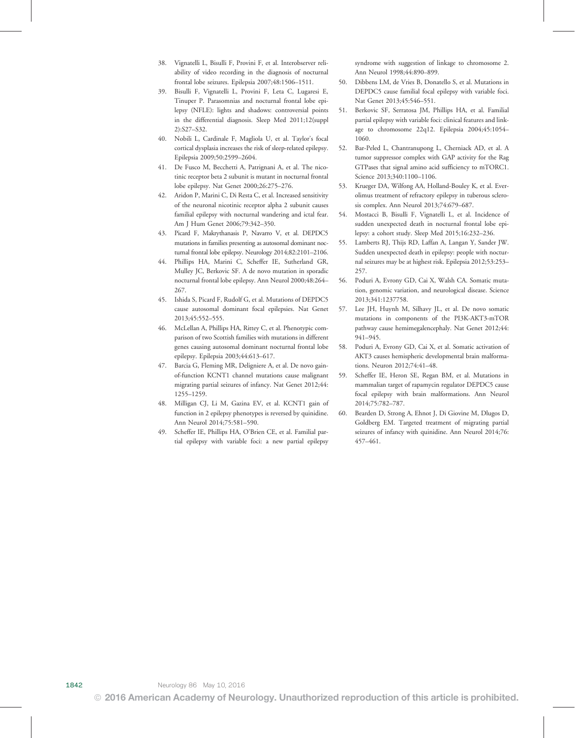38. Vignatelli L, Bisulli F, Provini F, et al. Interobserver reliability of video recording in the diagnosis of nocturnal frontal lobe seizures. Epilepsia 2007;48:1506–1511.
39. Bisulli F, Vignatelli L, Provini F, Leta C, Lugaresi E, Tinuper P. Parasomnias and nocturnal frontal lobe epilepsy (NFLE): lights and shadows: controversial points in the differential diagnosis. Sleep Med 2011;12(suppl 2):S27–S32.
40. Nobili L, Cardinale F, Magliola U, et al. Taylor's focal cortical dysplasia increases the risk of sleep-related epilepsy. Epilepsia 2009;50:2599–2604.
41. De Fusco M, Becchetti A, Patrignani A, et al. The nicotinic receptor beta 2 subunit is mutant in nocturnal frontal lobe epilepsy. Nat Genet 2000;26:275–276.
42. Aridon P, Marini C, Di Resta C, et al. Increased sensitivity of the neuronal nicotinic receptor alpha 2 subunit causes familial epilepsy with nocturnal wandering and ictal fear. Am J Hum Genet 2006;79:342–350.
43. Picard F, Makrythanasis P, Navarro V, et al. DEPDC5 mutations in families presenting as autosomal dominant nocturnal frontal lobe epilepsy. Neurology 2014;82:2101–2106.
44. Phillips HA, Marini C, Scheffer IE, Sutherland GR, Mulley JC, Berkovic SF. A de novo mutation in sporadic nocturnal frontal lobe epilepsy. Ann Neurol 2000;48:264–267.
45. Ishida S, Picard F, Rudolf G, et al. Mutations of DEPDC5 cause autosomal dominant focal epilepsies. Nat Genet 2013;45:552–555.
46. McLellan A, Phillips HA, Rittey C, et al. Phenotypic comparison of two Scottish families with mutations in different genes causing autosomal dominant nocturnal frontal lobe epilepsy. Epilepsia 2003;44:613–617.
47. Barcia G, Fleming MR, Deligniere A, et al. De novo gain-of-function KCNT1 channel mutations cause malignant migrating partial seizures of infancy. Nat Genet 2012;44:1255–1259.
48. Milligan CJ, Li M, Gazina EV, et al. KCNT1 gain of function in 2 epilepsy phenotypes is reversed by quinidine. Ann Neurol 2014;75:581–590.
49. Scheffer IE, Phillips HA, O'Brien CE, et al. Familial partial epilepsy with variable foci: a new partial epilepsy syndrome with suggestion of linkage to chromosome 2. Ann Neurol 1998;44:890–899.
50. Dibbens LM, de Vries B, Donatello S, et al. Mutations in DEPDC5 cause familial focal epilepsy with variable foci. Nat Genet 2013;45:546–551.
51. Berkovic SF, Serratosa JM, Phillips HA, et al. Familial partial epilepsy with variable foci: clinical features and linkage to chromosome 22q12. Epilepsia 2004;45:1054–1060.
52. Bar-Peled L, Chantranupong L, Cherniack AD, et al. A tumor suppressor complex with GAP activity for the Rag GTPases that signal amino acid sufficiency to mTORC1. Science 2013;340:1100–1106.
53. Krueger DA, Wilfong AA, Holland-Bouley K, et al. Everolimus treatment of refractory epilepsy in tuberous sclerosis complex. Ann Neurol 2013;74:679–687.
54. Mostacci B, Bisulli F, Vignatelli L, et al. Incidence of sudden unexpected death in nocturnal frontal lobe epilepsy: a cohort study. Sleep Med 2015;16:232–236.
55. Lamberts RJ, Thijs RD, Laffan A, Langan Y, Sander JW. Sudden unexpected death in epilepsy: people with nocturnal seizures may be at highest risk. Epilepsia 2012;53:253–257.
56. Poduri A, Evrony GD, Cai X, Walsh CA. Somatic mutation, genomic variation, and neurological disease. Science 2013;341:1237758.
57. Lee JH, Huynh M, Silhavy JL, et al. De novo somatic mutations in components of the PI3K-AKT3-mTOR pathway cause hemimegalencephaly. Nat Genet 2012;44:941–945.
58. Poduri A, Evrony GD, Cai X, et al. Somatic activation of AKT3 causes hemispheric developmental brain malformations. Neuron 2012;74:41–48.
59. Scheffer IE, Heron SE, Regan BM, et al. Mutations in mammalian target of rapamycin regulator DEPDC5 cause focal epilepsy with brain malformations. Ann Neurol 2014;75:782–787.
60. Bearden D, Strong A, Ehnot J, Di Giovine M, Dlugos D, Goldberg EM. Targeted treatment of migrating partial seizures of infancy with quinidine. Ann Neurol 2014;76:457–461.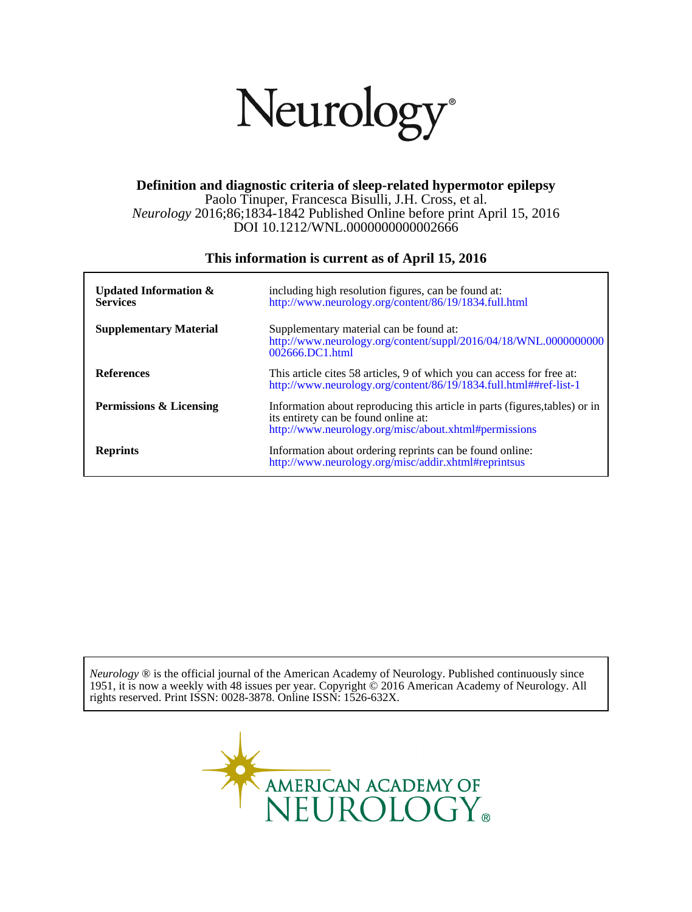# Neurology®

**Definition and diagnostic criteria of sleep-related hypermotor epilepsy**

Paolo Tinuper, Francesca Bisulli, J.H. Cross, et al.

*Neurology* 2016;86;1834-1842 Published Online before print April 15, 2016

DOI 10.1212/WNL.0000000000002666

**This information is current as of April 15, 2016**

| | |
|---|---|
| **Updated Information & Services** | including high resolution figures, can be found at: http://www.neurology.org/content/86/19/1834.full.html |
| **Supplementary Material** | Supplementary material can be found at: http://www.neurology.org/content/suppl/2016/04/18/WNL.0000000000002666.DC1.html |
| **References** | This article cites 58 articles, 9 of which you can access for free at: http://www.neurology.org/content/86/19/1834.full.html##ref-list-1 |
| **Permissions & Licensing** | Information about reproducing this article in parts (figures,tables) or in its entirety can be found online at: http://www.neurology.org/misc/about.xhtml#permissions |
| **Reprints** | Information about ordering reprints can be found online: http://www.neurology.org/misc/addir.xhtml#reprintsus |

*Neurology* ® is the official journal of the American Academy of Neurology. Published continuously since 1951, it is now a weekly with 48 issues per year. Copyright © 2016 American Academy of Neurology. All rights reserved. Print ISSN: 0028-3878. Online ISSN: 1526-632X.

AMERICAN ACADEMY OF NEUROLOGY®